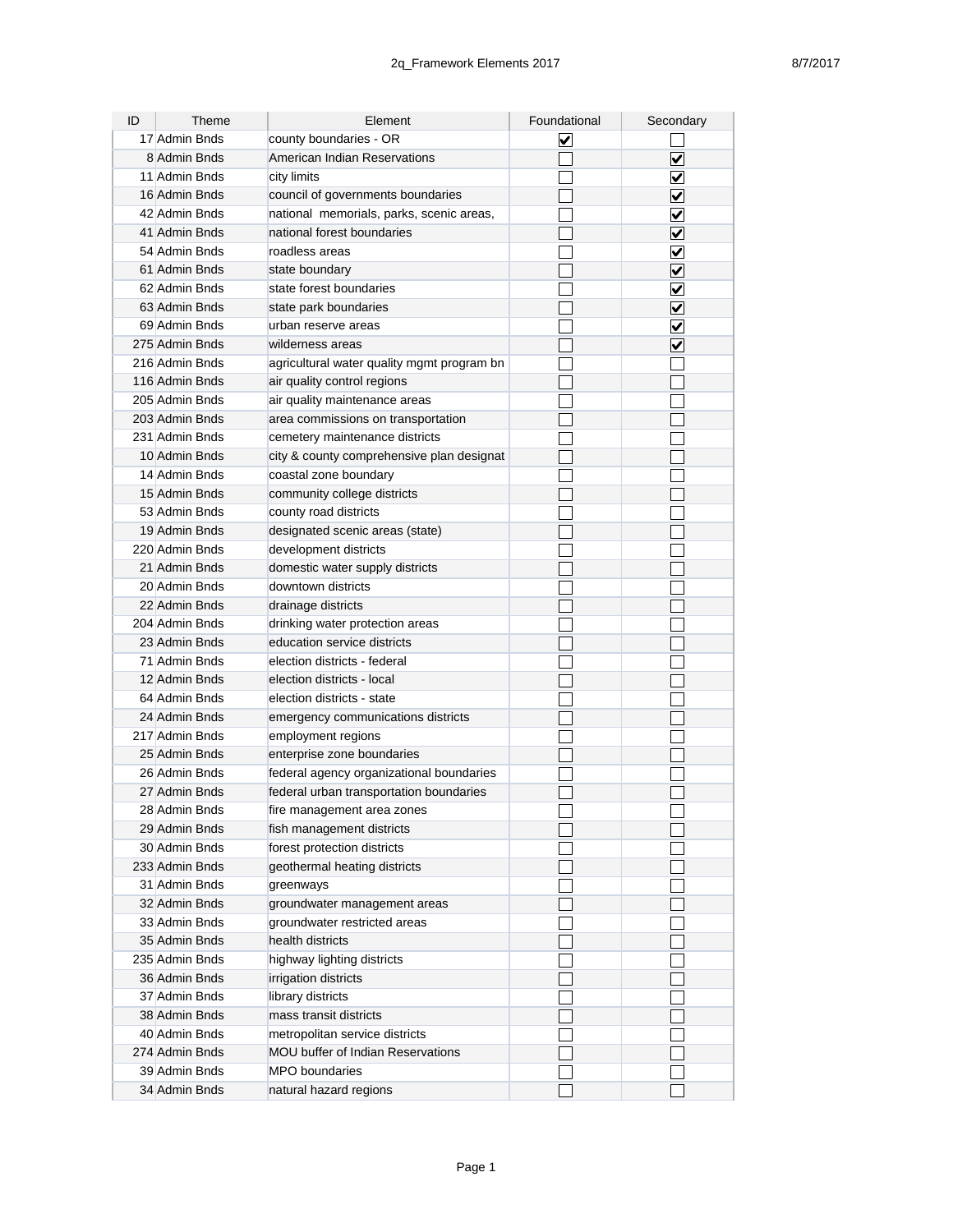| ID | Theme | Element | Foundational | Secondary |
|---|---|---|---|---|
| 17 | Admin Bnds | county boundaries - OR | ☑ | ☐ |
| 8 | Admin Bnds | American Indian Reservations | ☐ | ☑ |
| 11 | Admin Bnds | city limits | ☐ | ☑ |
| 16 | Admin Bnds | council of governments boundaries | ☐ | ☑ |
| 42 | Admin Bnds | national memorials, parks, scenic areas, | ☐ | ☑ |
| 41 | Admin Bnds | national forest boundaries | ☐ | ☑ |
| 54 | Admin Bnds | roadless areas | ☐ | ☑ |
| 61 | Admin Bnds | state boundary | ☐ | ☑ |
| 62 | Admin Bnds | state forest boundaries | ☐ | ☑ |
| 63 | Admin Bnds | state park boundaries | ☐ | ☑ |
| 69 | Admin Bnds | urban reserve areas | ☐ | ☑ |
| 275 | Admin Bnds | wilderness areas | ☐ | ☑ |
| 216 | Admin Bnds | agricultural water quality mgmt program bn | ☐ | ☐ |
| 116 | Admin Bnds | air quality control regions | ☐ | ☐ |
| 205 | Admin Bnds | air quality maintenance areas | ☐ | ☐ |
| 203 | Admin Bnds | area commissions on transportation | ☐ | ☐ |
| 231 | Admin Bnds | cemetery maintenance districts | ☐ | ☐ |
| 10 | Admin Bnds | city & county comprehensive plan designat | ☐ | ☐ |
| 14 | Admin Bnds | coastal zone boundary | ☐ | ☐ |
| 15 | Admin Bnds | community college districts | ☐ | ☐ |
| 53 | Admin Bnds | county road districts | ☐ | ☐ |
| 19 | Admin Bnds | designated scenic areas (state) | ☐ | ☐ |
| 220 | Admin Bnds | development districts | ☐ | ☐ |
| 21 | Admin Bnds | domestic water supply districts | ☐ | ☐ |
| 20 | Admin Bnds | downtown districts | ☐ | ☐ |
| 22 | Admin Bnds | drainage districts | ☐ | ☐ |
| 204 | Admin Bnds | drinking water protection areas | ☐ | ☐ |
| 23 | Admin Bnds | education service districts | ☐ | ☐ |
| 71 | Admin Bnds | election districts - federal | ☐ | ☐ |
| 12 | Admin Bnds | election districts - local | ☐ | ☐ |
| 64 | Admin Bnds | election districts - state | ☐ | ☐ |
| 24 | Admin Bnds | emergency communications districts | ☐ | ☐ |
| 217 | Admin Bnds | employment regions | ☐ | ☐ |
| 25 | Admin Bnds | enterprise zone boundaries | ☐ | ☐ |
| 26 | Admin Bnds | federal agency organizational boundaries | ☐ | ☐ |
| 27 | Admin Bnds | federal urban transportation boundaries | ☐ | ☐ |
| 28 | Admin Bnds | fire management area zones | ☐ | ☐ |
| 29 | Admin Bnds | fish management districts | ☐ | ☐ |
| 30 | Admin Bnds | forest protection districts | ☐ | ☐ |
| 233 | Admin Bnds | geothermal heating districts | ☐ | ☐ |
| 31 | Admin Bnds | greenways | ☐ | ☐ |
| 32 | Admin Bnds | groundwater management areas | ☐ | ☐ |
| 33 | Admin Bnds | groundwater restricted areas | ☐ | ☐ |
| 35 | Admin Bnds | health districts | ☐ | ☐ |
| 235 | Admin Bnds | highway lighting districts | ☐ | ☐ |
| 36 | Admin Bnds | irrigation districts | ☐ | ☐ |
| 37 | Admin Bnds | library districts | ☐ | ☐ |
| 38 | Admin Bnds | mass transit districts | ☐ | ☐ |
| 40 | Admin Bnds | metropolitan service districts | ☐ | ☐ |
| 274 | Admin Bnds | MOU buffer of Indian Reservations | ☐ | ☐ |
| 39 | Admin Bnds | MPO boundaries | ☐ | ☐ |
| 34 | Admin Bnds | natural hazard regions | ☐ | ☐ |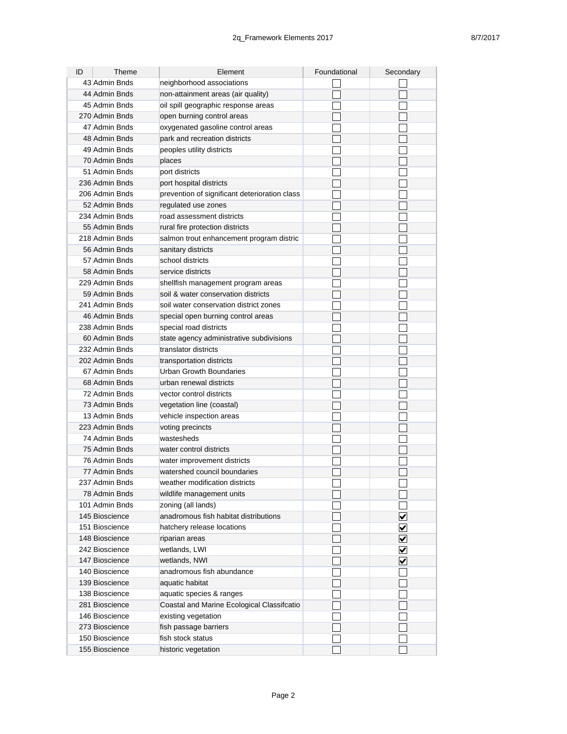| ID | Theme | Element | Foundational | Secondary |
|---|---|---|---|---|
| 43 | Admin Bnds | neighborhood associations | ☐ | ☐ |
| 44 | Admin Bnds | non-attainment areas (air quality) | ☐ | ☐ |
| 45 | Admin Bnds | oil spill geographic response areas | ☐ | ☐ |
| 270 | Admin Bnds | open burning control areas | ☐ | ☐ |
| 47 | Admin Bnds | oxygenated gasoline control areas | ☐ | ☐ |
| 48 | Admin Bnds | park and recreation districts | ☐ | ☐ |
| 49 | Admin Bnds | peoples utility districts | ☐ | ☐ |
| 70 | Admin Bnds | places | ☐ | ☐ |
| 51 | Admin Bnds | port districts | ☐ | ☐ |
| 236 | Admin Bnds | port hospital districts | ☐ | ☐ |
| 206 | Admin Bnds | prevention of significant deterioration class | ☐ | ☐ |
| 52 | Admin Bnds | regulated use zones | ☐ | ☐ |
| 234 | Admin Bnds | road assessment districts | ☐ | ☐ |
| 55 | Admin Bnds | rural fire protection districts | ☐ | ☐ |
| 218 | Admin Bnds | salmon trout enhancement program distric | ☐ | ☐ |
| 56 | Admin Bnds | sanitary districts | ☐ | ☐ |
| 57 | Admin Bnds | school districts | ☐ | ☐ |
| 58 | Admin Bnds | service districts | ☐ | ☐ |
| 229 | Admin Bnds | shellfish management program areas | ☐ | ☐ |
| 59 | Admin Bnds | soil & water conservation districts | ☐ | ☐ |
| 241 | Admin Bnds | soil water conservation district zones | ☐ | ☐ |
| 46 | Admin Bnds | special open burning control areas | ☐ | ☐ |
| 238 | Admin Bnds | special road districts | ☐ | ☐ |
| 60 | Admin Bnds | state agency administrative subdivisions | ☐ | ☐ |
| 232 | Admin Bnds | translator districts | ☐ | ☐ |
| 202 | Admin Bnds | transportation districts | ☐ | ☐ |
| 67 | Admin Bnds | Urban Growth Boundaries | ☐ | ☐ |
| 68 | Admin Bnds | urban renewal districts | ☐ | ☐ |
| 72 | Admin Bnds | vector control districts | ☐ | ☐ |
| 73 | Admin Bnds | vegetation line (coastal) | ☐ | ☐ |
| 13 | Admin Bnds | vehicle inspection areas | ☐ | ☐ |
| 223 | Admin Bnds | voting precincts | ☐ | ☐ |
| 74 | Admin Bnds | wastesheds | ☐ | ☐ |
| 75 | Admin Bnds | water control districts | ☐ | ☐ |
| 76 | Admin Bnds | water improvement districts | ☐ | ☐ |
| 77 | Admin Bnds | watershed council boundaries | ☐ | ☐ |
| 237 | Admin Bnds | weather modification districts | ☐ | ☐ |
| 78 | Admin Bnds | wildlife management units | ☐ | ☐ |
| 101 | Admin Bnds | zoning (all lands) | ☐ | ☐ |
| 145 | Bioscience | anadromous fish habitat distributions | ☐ | ☑ |
| 151 | Bioscience | hatchery release locations | ☐ | ☑ |
| 148 | Bioscience | riparian areas | ☐ | ☑ |
| 242 | Bioscience | wetlands, LWI | ☐ | ☑ |
| 147 | Bioscience | wetlands, NWI | ☐ | ☑ |
| 140 | Bioscience | anadromous fish abundance | ☐ | ☐ |
| 139 | Bioscience | aquatic habitat | ☐ | ☐ |
| 138 | Bioscience | aquatic species & ranges | ☐ | ☐ |
| 281 | Bioscience | Coastal and Marine Ecological Classifcatio | ☐ | ☐ |
| 146 | Bioscience | existing vegetation | ☐ | ☐ |
| 273 | Bioscience | fish passage barriers | ☐ | ☐ |
| 150 | Bioscience | fish stock status | ☐ | ☐ |
| 155 | Bioscience | historic vegetation | ☐ | ☐ |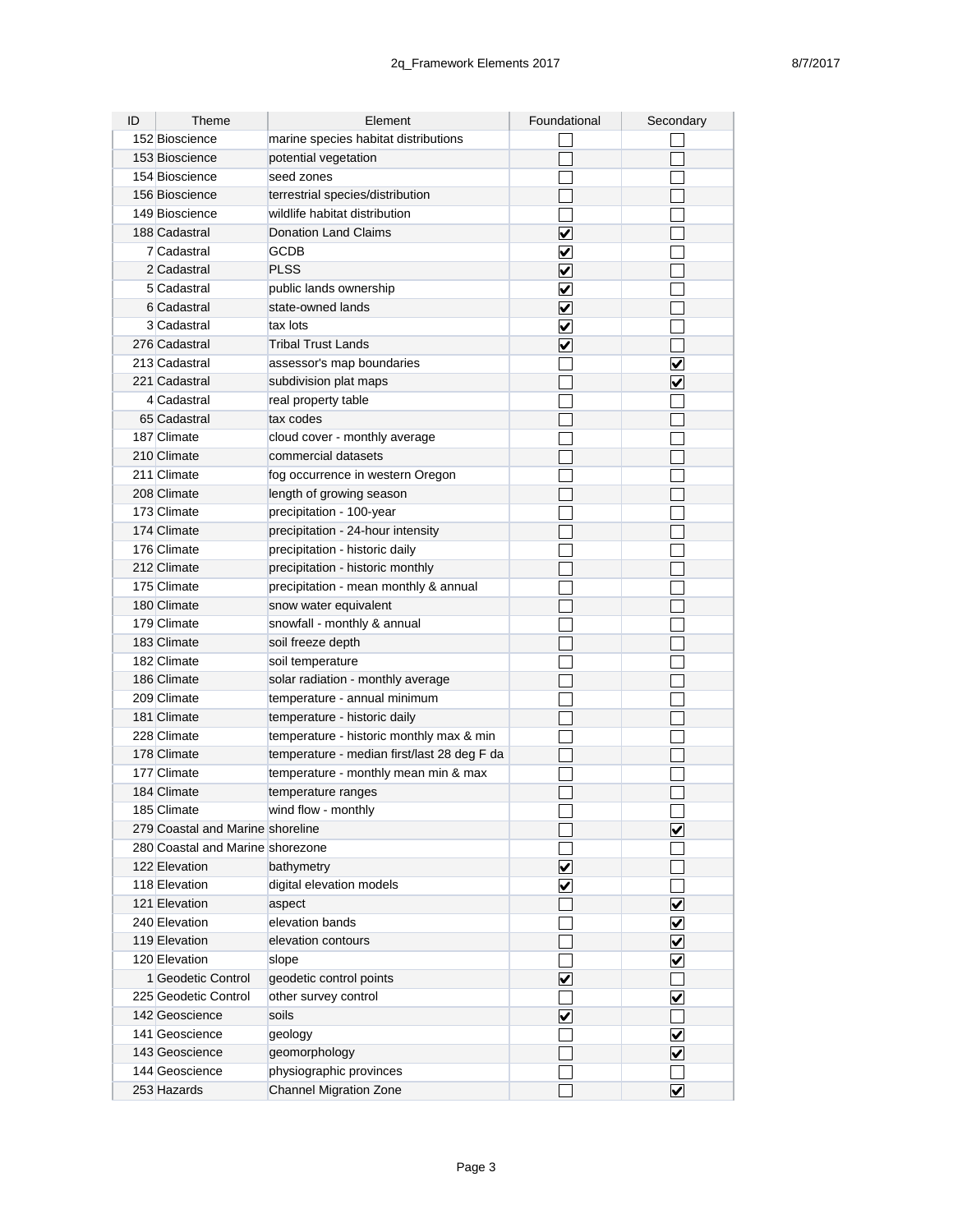| ID | Theme | Element | Foundational | Secondary |
|---|---|---|---|---|
| 152 | Bioscience | marine species habitat distributions | ☐ | ☐ |
| 153 | Bioscience | potential vegetation | ☐ | ☐ |
| 154 | Bioscience | seed zones | ☐ | ☐ |
| 156 | Bioscience | terrestrial species/distribution | ☐ | ☐ |
| 149 | Bioscience | wildlife habitat distribution | ☐ | ☐ |
| 188 | Cadastral | Donation Land Claims | ☑ | ☐ |
| 7 | Cadastral | GCDB | ☑ | ☐ |
| 2 | Cadastral | PLSS | ☑ | ☐ |
| 5 | Cadastral | public lands ownership | ☑ | ☐ |
| 6 | Cadastral | state-owned lands | ☑ | ☐ |
| 3 | Cadastral | tax lots | ☑ | ☐ |
| 276 | Cadastral | Tribal Trust Lands | ☑ | ☐ |
| 213 | Cadastral | assessor's map boundaries | ☐ | ☑ |
| 221 | Cadastral | subdivision plat maps | ☐ | ☑ |
| 4 | Cadastral | real property table | ☐ | ☐ |
| 65 | Cadastral | tax codes | ☐ | ☐ |
| 187 | Climate | cloud cover - monthly average | ☐ | ☐ |
| 210 | Climate | commercial datasets | ☐ | ☐ |
| 211 | Climate | fog occurrence in western Oregon | ☐ | ☐ |
| 208 | Climate | length of growing season | ☐ | ☐ |
| 173 | Climate | precipitation - 100-year | ☐ | ☐ |
| 174 | Climate | precipitation - 24-hour intensity | ☐ | ☐ |
| 176 | Climate | precipitation - historic daily | ☐ | ☐ |
| 212 | Climate | precipitation - historic monthly | ☐ | ☐ |
| 175 | Climate | precipitation - mean monthly & annual | ☐ | ☐ |
| 180 | Climate | snow water equivalent | ☐ | ☐ |
| 179 | Climate | snowfall - monthly & annual | ☐ | ☐ |
| 183 | Climate | soil freeze depth | ☐ | ☐ |
| 182 | Climate | soil temperature | ☐ | ☐ |
| 186 | Climate | solar radiation - monthly average | ☐ | ☐ |
| 209 | Climate | temperature - annual minimum | ☐ | ☐ |
| 181 | Climate | temperature - historic daily | ☐ | ☐ |
| 228 | Climate | temperature - historic monthly max & min | ☐ | ☐ |
| 178 | Climate | temperature - median first/last 28 deg F da | ☐ | ☐ |
| 177 | Climate | temperature - monthly mean min & max | ☐ | ☐ |
| 184 | Climate | temperature ranges | ☐ | ☐ |
| 185 | Climate | wind flow - monthly | ☐ | ☐ |
| 279 | Coastal and Marine | shoreline | ☐ | ☑ |
| 280 | Coastal and Marine | shorezone | ☐ | ☐ |
| 122 | Elevation | bathymetry | ☑ | ☐ |
| 118 | Elevation | digital elevation models | ☑ | ☐ |
| 121 | Elevation | aspect | ☐ | ☑ |
| 240 | Elevation | elevation bands | ☐ | ☑ |
| 119 | Elevation | elevation contours | ☐ | ☑ |
| 120 | Elevation | slope | ☐ | ☑ |
| 1 | Geodetic Control | geodetic control points | ☑ | ☐ |
| 225 | Geodetic Control | other survey control | ☐ | ☑ |
| 142 | Geoscience | soils | ☑ | ☐ |
| 141 | Geoscience | geology | ☐ | ☑ |
| 143 | Geoscience | geomorphology | ☐ | ☑ |
| 144 | Geoscience | physiographic provinces | ☐ | ☐ |
| 253 | Hazards | Channel Migration Zone | ☐ | ☑ |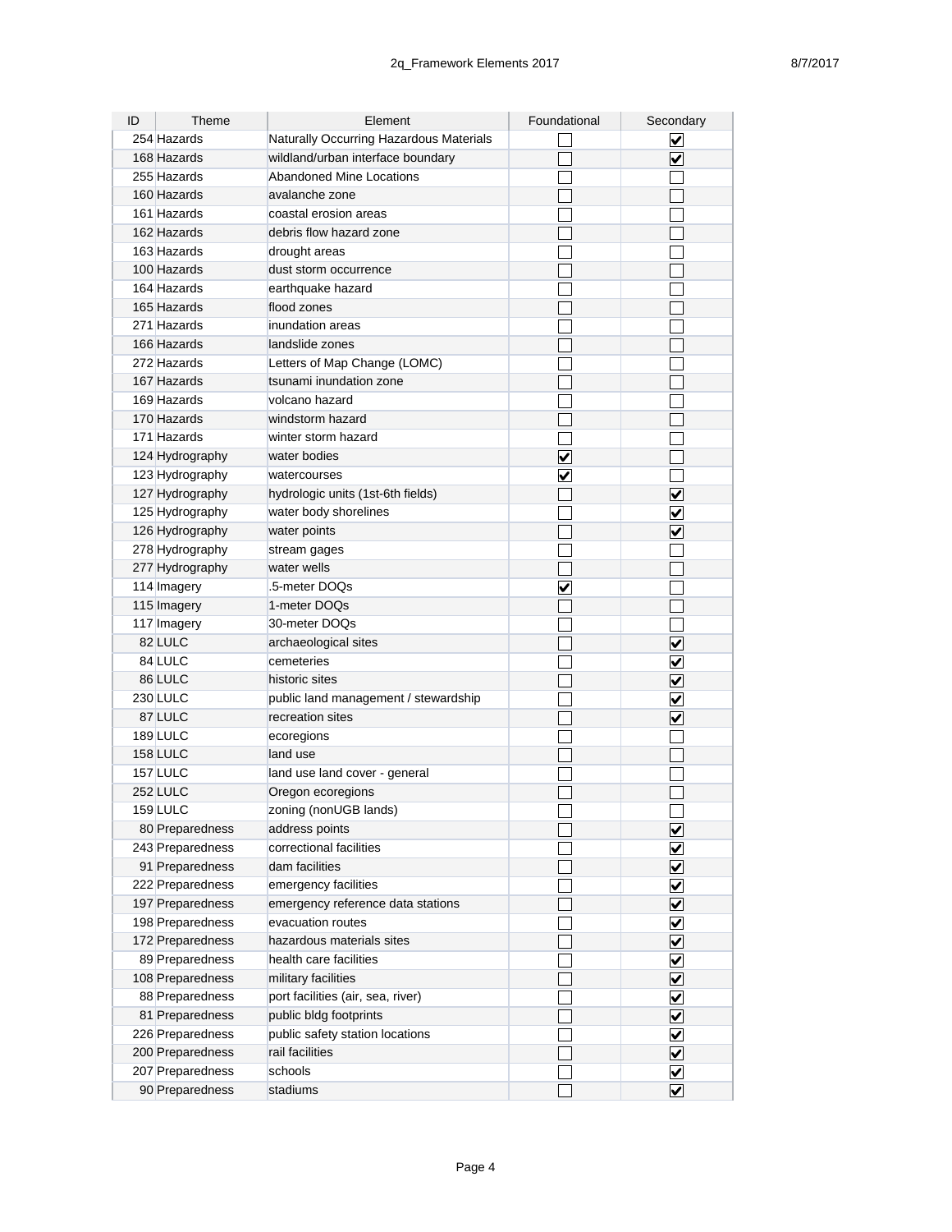| ID | Theme | Element | Foundational | Secondary |
|---|---|---|---|---|
| 254 | Hazards | Naturally Occurring Hazardous Materials | ☐ | ☑ |
| 168 | Hazards | wildland/urban interface boundary | ☐ | ☑ |
| 255 | Hazards | Abandoned Mine Locations | ☐ | ☐ |
| 160 | Hazards | avalanche zone | ☐ | ☐ |
| 161 | Hazards | coastal erosion areas | ☐ | ☐ |
| 162 | Hazards | debris flow hazard zone | ☐ | ☐ |
| 163 | Hazards | drought areas | ☐ | ☐ |
| 100 | Hazards | dust storm occurrence | ☐ | ☐ |
| 164 | Hazards | earthquake hazard | ☐ | ☐ |
| 165 | Hazards | flood zones | ☐ | ☐ |
| 271 | Hazards | inundation areas | ☐ | ☐ |
| 166 | Hazards | landslide zones | ☐ | ☐ |
| 272 | Hazards | Letters of Map Change (LOMC) | ☐ | ☐ |
| 167 | Hazards | tsunami inundation zone | ☐ | ☐ |
| 169 | Hazards | volcano hazard | ☐ | ☐ |
| 170 | Hazards | windstorm hazard | ☐ | ☐ |
| 171 | Hazards | winter storm hazard | ☐ | ☐ |
| 124 | Hydrography | water bodies | ☑ | ☐ |
| 123 | Hydrography | watercourses | ☑ | ☐ |
| 127 | Hydrography | hydrologic units (1st-6th fields) | ☐ | ☑ |
| 125 | Hydrography | water body shorelines | ☐ | ☑ |
| 126 | Hydrography | water points | ☐ | ☑ |
| 278 | Hydrography | stream gages | ☐ | ☐ |
| 277 | Hydrography | water wells | ☐ | ☐ |
| 114 | Imagery | .5-meter DOQs | ☑ | ☐ |
| 115 | Imagery | 1-meter DOQs | ☐ | ☐ |
| 117 | Imagery | 30-meter DOQs | ☐ | ☐ |
| 82 | LULC | archaeological sites | ☐ | ☑ |
| 84 | LULC | cemeteries | ☐ | ☑ |
| 86 | LULC | historic sites | ☐ | ☑ |
| 230 | LULC | public land management / stewardship | ☐ | ☑ |
| 87 | LULC | recreation sites | ☐ | ☑ |
| 189 | LULC | ecoregions | ☐ | ☐ |
| 158 | LULC | land use | ☐ | ☐ |
| 157 | LULC | land use land cover - general | ☐ | ☐ |
| 252 | LULC | Oregon ecoregions | ☐ | ☐ |
| 159 | LULC | zoning (nonUGB lands) | ☐ | ☐ |
| 80 | Preparedness | address points | ☐ | ☑ |
| 243 | Preparedness | correctional facilities | ☐ | ☑ |
| 91 | Preparedness | dam facilities | ☐ | ☑ |
| 222 | Preparedness | emergency facilities | ☐ | ☑ |
| 197 | Preparedness | emergency reference data stations | ☐ | ☑ |
| 198 | Preparedness | evacuation routes | ☐ | ☑ |
| 172 | Preparedness | hazardous materials sites | ☐ | ☑ |
| 89 | Preparedness | health care facilities | ☐ | ☑ |
| 108 | Preparedness | military facilities | ☐ | ☑ |
| 88 | Preparedness | port facilities (air, sea, river) | ☐ | ☑ |
| 81 | Preparedness | public bldg footprints | ☐ | ☑ |
| 226 | Preparedness | public safety station locations | ☐ | ☑ |
| 200 | Preparedness | rail facilities | ☐ | ☑ |
| 207 | Preparedness | schools | ☐ | ☑ |
| 90 | Preparedness | stadiums | ☐ | ☑ |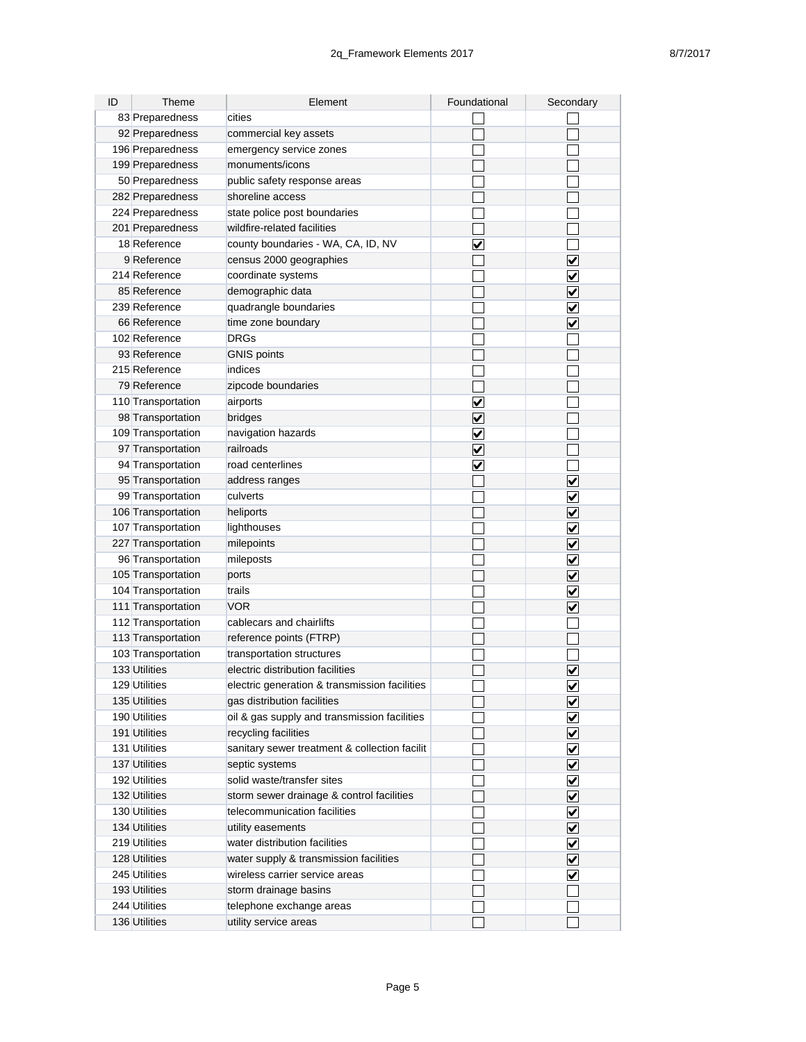| ID | Theme | Element | Foundational | Secondary |
|---|---|---|---|---|
| 83 | Preparedness | cities | ☐ | ☐ |
| 92 | Preparedness | commercial key assets | ☐ | ☐ |
| 196 | Preparedness | emergency service zones | ☐ | ☐ |
| 199 | Preparedness | monuments/icons | ☐ | ☐ |
| 50 | Preparedness | public safety response areas | ☐ | ☐ |
| 282 | Preparedness | shoreline access | ☐ | ☐ |
| 224 | Preparedness | state police post boundaries | ☐ | ☐ |
| 201 | Preparedness | wildfire-related facilities | ☐ | ☐ |
| 18 | Reference | county boundaries - WA, CA, ID, NV | ☑ | ☐ |
| 9 | Reference | census 2000 geographies | ☐ | ☑ |
| 214 | Reference | coordinate systems | ☐ | ☑ |
| 85 | Reference | demographic data | ☐ | ☑ |
| 239 | Reference | quadrangle boundaries | ☐ | ☑ |
| 66 | Reference | time zone boundary | ☐ | ☑ |
| 102 | Reference | DRGs | ☐ | ☐ |
| 93 | Reference | GNIS points | ☐ | ☐ |
| 215 | Reference | indices | ☐ | ☐ |
| 79 | Reference | zipcode boundaries | ☐ | ☐ |
| 110 | Transportation | airports | ☑ | ☐ |
| 98 | Transportation | bridges | ☑ | ☐ |
| 109 | Transportation | navigation hazards | ☑ | ☐ |
| 97 | Transportation | railroads | ☑ | ☐ |
| 94 | Transportation | road centerlines | ☑ | ☐ |
| 95 | Transportation | address ranges | ☐ | ☑ |
| 99 | Transportation | culverts | ☐ | ☑ |
| 106 | Transportation | heliports | ☐ | ☑ |
| 107 | Transportation | lighthouses | ☐ | ☑ |
| 227 | Transportation | milepoints | ☐ | ☑ |
| 96 | Transportation | mileposts | ☐ | ☑ |
| 105 | Transportation | ports | ☐ | ☑ |
| 104 | Transportation | trails | ☐ | ☑ |
| 111 | Transportation | VOR | ☐ | ☑ |
| 112 | Transportation | cablecars and chairlifts | ☐ | ☐ |
| 113 | Transportation | reference points (FTRP) | ☐ | ☐ |
| 103 | Transportation | transportation structures | ☐ | ☐ |
| 133 | Utilities | electric distribution facilities | ☐ | ☑ |
| 129 | Utilities | electric generation & transmission facilities | ☐ | ☑ |
| 135 | Utilities | gas distribution facilities | ☐ | ☑ |
| 190 | Utilities | oil & gas supply and transmission facilities | ☐ | ☑ |
| 191 | Utilities | recycling facilities | ☐ | ☑ |
| 131 | Utilities | sanitary sewer treatment & collection facilit | ☐ | ☑ |
| 137 | Utilities | septic systems | ☐ | ☑ |
| 192 | Utilities | solid waste/transfer sites | ☐ | ☑ |
| 132 | Utilities | storm sewer drainage & control facilities | ☐ | ☑ |
| 130 | Utilities | telecommunication facilities | ☐ | ☑ |
| 134 | Utilities | utility easements | ☐ | ☑ |
| 219 | Utilities | water distribution facilities | ☐ | ☑ |
| 128 | Utilities | water supply & transmission facilities | ☐ | ☑ |
| 245 | Utilities | wireless carrier service areas | ☐ | ☑ |
| 193 | Utilities | storm drainage basins | ☐ | ☐ |
| 244 | Utilities | telephone exchange areas | ☐ | ☐ |
| 136 | Utilities | utility service areas | ☐ | ☐ |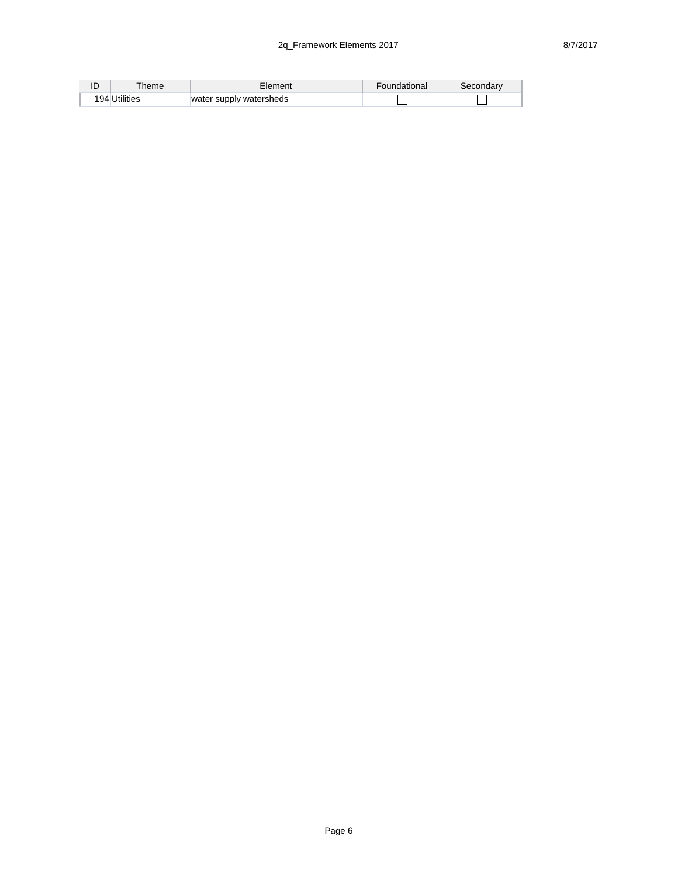| ID | Theme | Element | Foundational | Secondary |
|---|---|---|---|---|
| 194 | Utilities | water supply watersheds | ☐ | ☐ |